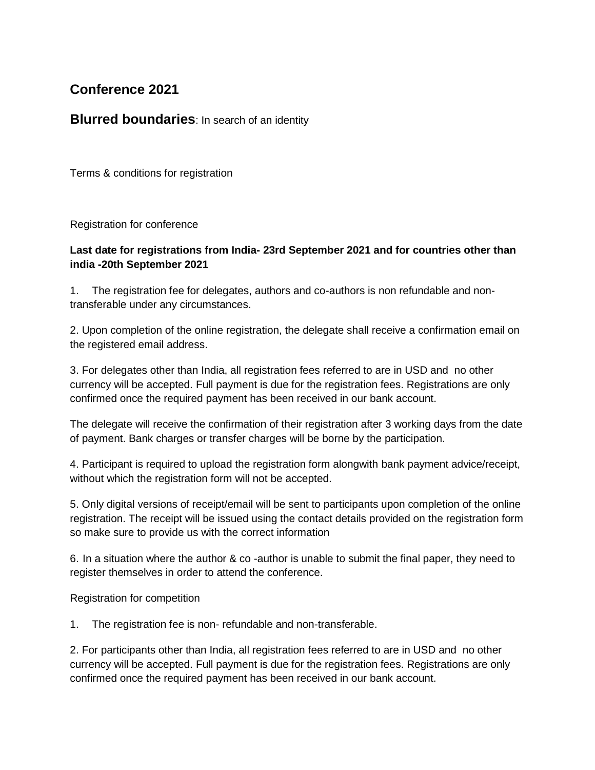## Conference 2021

### **Blurred boundaries**: In search of an identity

Terms & conditions for registration

Registration for conference

**Last date for registrations from India- 23rd September 2021 and for countries other than india -20th September 2021**

1. The registration fee for delegates, authors and co-authors is non refundable and non-transferable under any circumstances.

2. Upon completion of the online registration, the delegate shall receive a confirmation email on the registered email address.

3. For delegates other than India, all registration fees referred to are in USD and no other currency will be accepted. Full payment is due for the registration fees. Registrations are only confirmed once the required payment has been received in our bank account.

The delegate will receive the confirmation of their registration after 3 working days from the date of payment. Bank charges or transfer charges will be borne by the participation.

4. Participant is required to upload the registration form alongwith bank payment advice/receipt, without which the registration form will not be accepted.

5. Only digital versions of receipt/email will be sent to participants upon completion of the online registration. The receipt will be issued using the contact details provided on the registration form so make sure to provide us with the correct information

6. In a situation where the author & co -author is unable to submit the final paper, they need to register themselves in order to attend the conference.

Registration for competition

1. The registration fee is non- refundable and non-transferable.

2. For participants other than India, all registration fees referred to are in USD and no other currency will be accepted. Full payment is due for the registration fees. Registrations are only confirmed once the required payment has been received in our bank account.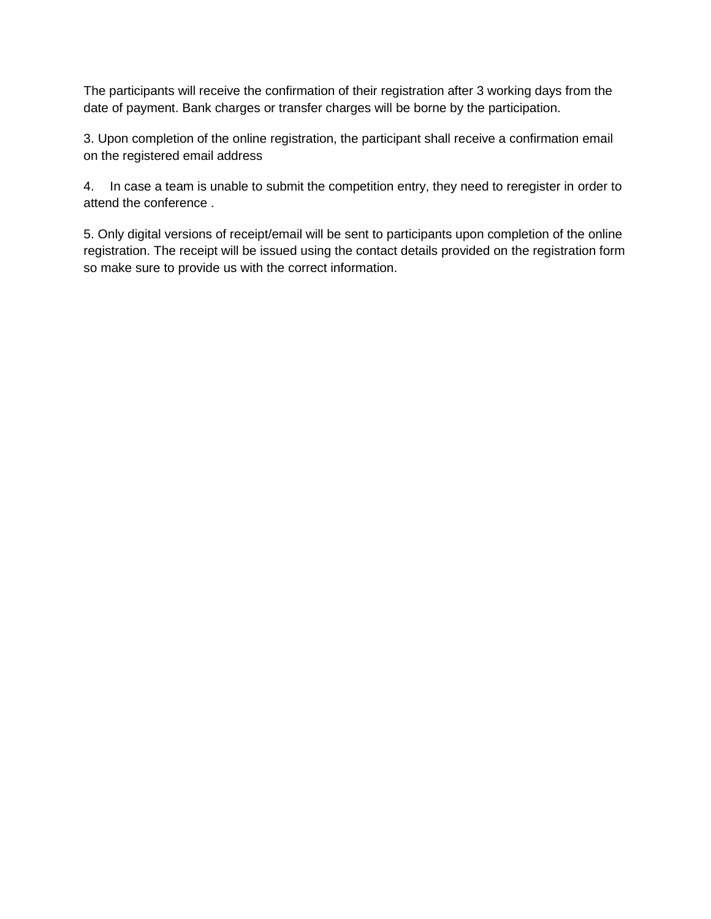The participants will receive the confirmation of their registration after 3 working days from the date of payment. Bank charges or transfer charges will be borne by the participation.

3. Upon completion of the online registration, the participant shall receive a confirmation email on the registered email address

4. In case a team is unable to submit the competition entry, they need to reregister in order to attend the conference .

5. Only digital versions of receipt/email will be sent to participants upon completion of the online registration. The receipt will be issued using the contact details provided on the registration form so make sure to provide us with the correct information.